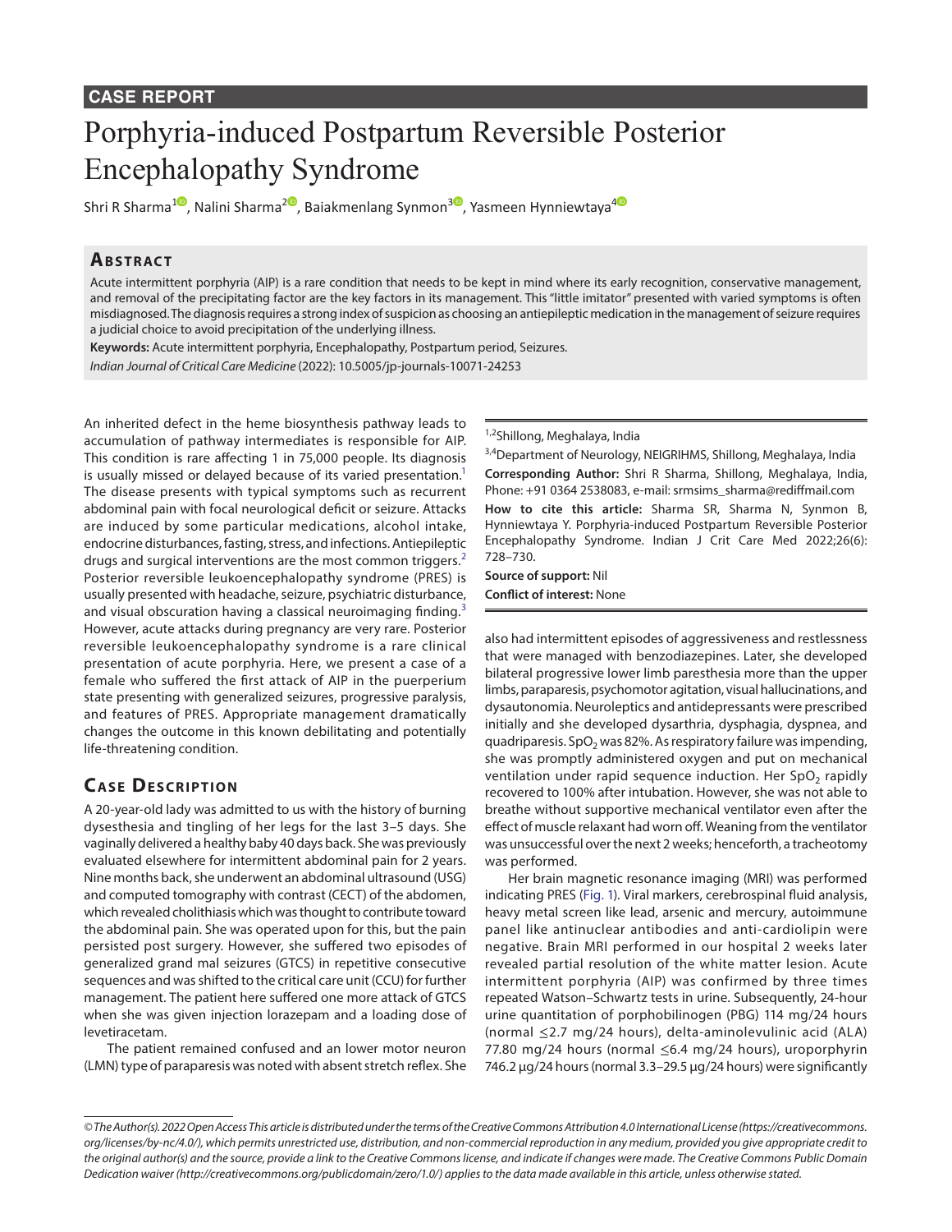CASE REPORT

# Porphyria-induced Postpartum Reversible Posterior Encephalopathy Syndrome

Shri R Sharma[1], Nalini Sharma[2], Baiakmenlang Synmon[3], Yasmeen Hynniewtaya[4]

## Abstract

Acute intermittent porphyria (AIP) is a rare condition that needs to be kept in mind where its early recognition, conservative management, and removal of the precipitating factor are the key factors in its management. This "little imitator" presented with varied symptoms is often misdiagnosed. The diagnosis requires a strong index of suspicion as choosing an antiepileptic medication in the management of seizure requires a judicial choice to avoid precipitation of the underlying illness.

**Keywords:** Acute intermittent porphyria, Encephalopathy, Postpartum period, Seizures.

*Indian Journal of Critical Care Medicine* (2022): 10.5005/jp-journals-10071-24253

[1,2]Shillong, Meghalaya, India

[3,4]Department of Neurology, NEIGRIHMS, Shillong, Meghalaya, India

**Corresponding Author:** Shri R Sharma, Shillong, Meghalaya, India, Phone: +91 0364 2538083, e-mail: srmsims_sharma@rediffmail.com

**How to cite this article:** Sharma SR, Sharma N, Synmon B, Hynniewtaya Y. Porphyria-induced Postpartum Reversible Posterior Encephalopathy Syndrome. Indian J Crit Care Med 2022;26(6): 728–730.

**Source of support:** Nil

**Conflict of interest:** None

An inherited defect in the heme biosynthesis pathway leads to accumulation of pathway intermediates is responsible for AIP. This condition is rare affecting 1 in 75,000 people. Its diagnosis is usually missed or delayed because of its varied presentation.[1] The disease presents with typical symptoms such as recurrent abdominal pain with focal neurological deficit or seizure. Attacks are induced by some particular medications, alcohol intake, endocrine disturbances, fasting, stress, and infections. Antiepileptic drugs and surgical interventions are the most common triggers.[2] Posterior reversible leukoencephalopathy syndrome (PRES) is usually presented with headache, seizure, psychiatric disturbance, and visual obscuration having a classical neuroimaging finding.[3] However, acute attacks during pregnancy are very rare. Posterior reversible leukoencephalopathy syndrome is a rare clinical presentation of acute porphyria. Here, we present a case of a female who suffered the first attack of AIP in the puerperium state presenting with generalized seizures, progressive paralysis, and features of PRES. Appropriate management dramatically changes the outcome in this known debilitating and potentially life-threatening condition.

## Case Description

A 20-year-old lady was admitted to us with the history of burning dysesthesia and tingling of her legs for the last 3–5 days. She vaginally delivered a healthy baby 40 days back. She was previously evaluated elsewhere for intermittent abdominal pain for 2 years. Nine months back, she underwent an abdominal ultrasound (USG) and computed tomography with contrast (CECT) of the abdomen, which revealed cholithiasis which was thought to contribute toward the abdominal pain. She was operated upon for this, but the pain persisted post surgery. However, she suffered two episodes of generalized grand mal seizures (GTCS) in repetitive consecutive sequences and was shifted to the critical care unit (CCU) for further management. The patient here suffered one more attack of GTCS when she was given injection lorazepam and a loading dose of levetiracetam.

The patient remained confused and an lower motor neuron (LMN) type of paraparesis was noted with absent stretch reflex. She also had intermittent episodes of aggressiveness and restlessness that were managed with benzodiazepines. Later, she developed bilateral progressive lower limb paresthesia more than the upper limbs, paraparesis, psychomotor agitation, visual hallucinations, and dysautonomia. Neuroleptics and antidepressants were prescribed initially and she developed dysarthria, dysphagia, dyspnea, and quadriparesis. $SpO_2$ was 82%. As respiratory failure was impending, she was promptly administered oxygen and put on mechanical ventilation under rapid sequence induction. Her $SpO_2$ rapidly recovered to 100% after intubation. However, she was not able to breathe without supportive mechanical ventilator even after the effect of muscle relaxant had worn off. Weaning from the ventilator was unsuccessful over the next 2 weeks; henceforth, a tracheotomy was performed.

Her brain magnetic resonance imaging (MRI) was performed indicating PRES (Fig. 1). Viral markers, cerebrospinal fluid analysis, heavy metal screen like lead, arsenic and mercury, autoimmune panel like antinuclear antibodies and anti-cardiolipin were negative. Brain MRI performed in our hospital 2 weeks later revealed partial resolution of the white matter lesion. Acute intermittent porphyria (AIP) was confirmed by three times repeated Watson–Schwartz tests in urine. Subsequently, 24-hour urine quantitation of porphobilinogen (PBG) 114 mg/24 hours (normal ≤2.7 mg/24 hours), delta-aminolevulinic acid (ALA) 77.80 mg/24 hours (normal ≤6.4 mg/24 hours), uroporphyrin 746.2 µg/24 hours (normal 3.3–29.5 µg/24 hours) were significantly

*© The Author(s). 2022 Open Access This article is distributed under the terms of the Creative Commons Attribution 4.0 International License (https://creativecommons.org/licenses/by-nc/4.0/), which permits unrestricted use, distribution, and non-commercial reproduction in any medium, provided you give appropriate credit to the original author(s) and the source, provide a link to the Creative Commons license, and indicate if changes were made. The Creative Commons Public Domain Dedication waiver (http://creativecommons.org/publicdomain/zero/1.0/) applies to the data made available in this article, unless otherwise stated.*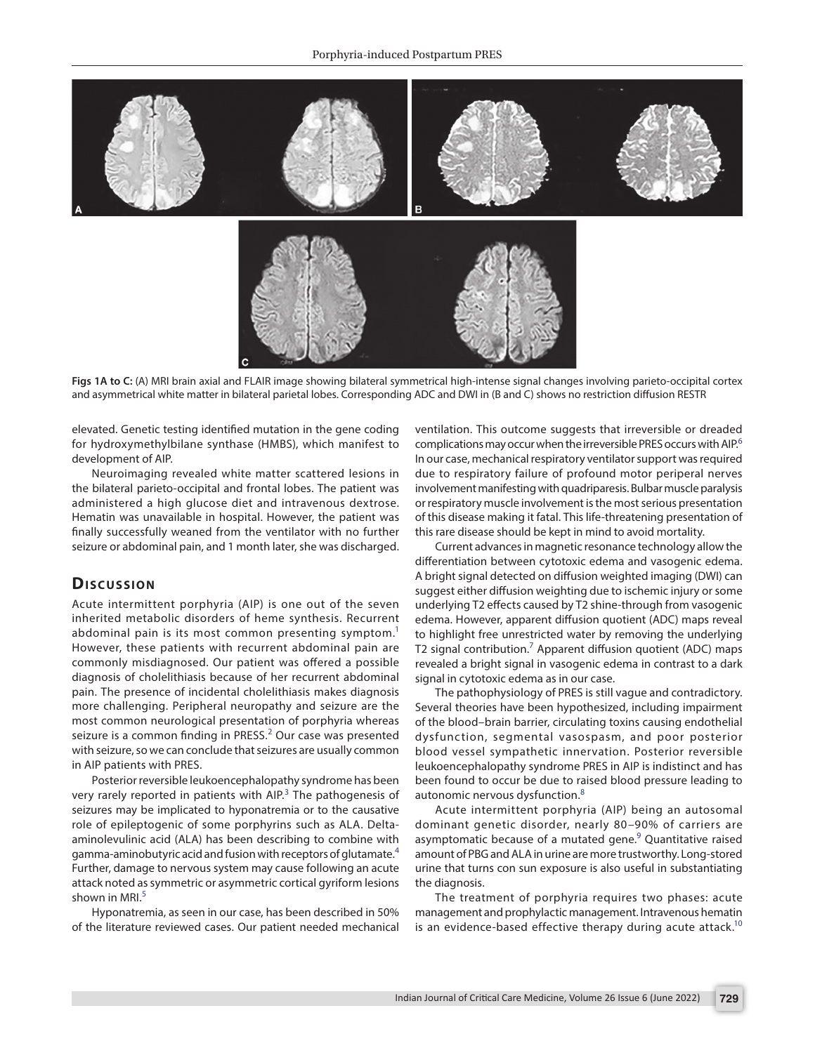**Figs 1A to C:** (A) MRI brain axial and FLAIR image showing bilateral symmetrical high-intense signal changes involving parieto-occipital cortex and asymmetrical white matter in bilateral parietal lobes. Corresponding ADC and DWI in (B and C) shows no restriction diffusion RESTR

elevated. Genetic testing identified mutation in the gene coding for hydroxymethylbilane synthase (HMBS), which manifest to development of AIP.

Neuroimaging revealed white matter scattered lesions in the bilateral parieto-occipital and frontal lobes. The patient was administered a high glucose diet and intravenous dextrose. Hematin was unavailable in hospital. However, the patient was finally successfully weaned from the ventilator with no further seizure or abdominal pain, and 1 month later, she was discharged.

## Discussion

Acute intermittent porphyria (AIP) is one out of the seven inherited metabolic disorders of heme synthesis. Recurrent abdominal pain is its most common presenting symptom.[1] However, these patients with recurrent abdominal pain are commonly misdiagnosed. Our patient was offered a possible diagnosis of cholelithiasis because of her recurrent abdominal pain. The presence of incidental cholelithiasis makes diagnosis more challenging. Peripheral neuropathy and seizure are the most common neurological presentation of porphyria whereas seizure is a common finding in PRESS.[2] Our case was presented with seizure, so we can conclude that seizures are usually common in AIP patients with PRES.

Posterior reversible leukoencephalopathy syndrome has been very rarely reported in patients with AIP.[3] The pathogenesis of seizures may be implicated to hyponatremia or to the causative role of epileptogenic of some porphyrins such as ALA. Delta-aminolevulinic acid (ALA) has been describing to combine with gamma-aminobutyric acid and fusion with receptors of glutamate.[4] Further, damage to nervous system may cause following an acute attack noted as symmetric or asymmetric cortical gyriform lesions shown in MRI.[5]

Hyponatremia, as seen in our case, has been described in 50% of the literature reviewed cases. Our patient needed mechanical ventilation. This outcome suggests that irreversible or dreaded complications may occur when the irreversible PRES occurs with AIP.[6] In our case, mechanical respiratory ventilator support was required due to respiratory failure of profound motor periperal nerves involvement manifesting with quadriparesis. Bulbar muscle paralysis or respiratory muscle involvement is the most serious presentation of this disease making it fatal. This life-threatening presentation of this rare disease should be kept in mind to avoid mortality.

Current advances in magnetic resonance technology allow the differentiation between cytotoxic edema and vasogenic edema. A bright signal detected on diffusion weighted imaging (DWI) can suggest either diffusion weighting due to ischemic injury or some underlying T2 effects caused by T2 shine-through from vasogenic edema. However, apparent diffusion quotient (ADC) maps reveal to highlight free unrestricted water by removing the underlying T2 signal contribution.[7] Apparent diffusion quotient (ADC) maps revealed a bright signal in vasogenic edema in contrast to a dark signal in cytotoxic edema as in our case.

The pathophysiology of PRES is still vague and contradictory. Several theories have been hypothesized, including impairment of the blood–brain barrier, circulating toxins causing endothelial dysfunction, segmental vasospasm, and poor posterior blood vessel sympathetic innervation. Posterior reversible leukoencephalopathy syndrome PRES in AIP is indistinct and has been found to occur be due to raised blood pressure leading to autonomic nervous dysfunction.[8]

Acute intermittent porphyria (AIP) being an autosomal dominant genetic disorder, nearly 80–90% of carriers are asymptomatic because of a mutated gene.[9] Quantitative raised amount of PBG and ALA in urine are more trustworthy. Long-stored urine that turns con sun exposure is also useful in substantiating the diagnosis.

The treatment of porphyria requires two phases: acute management and prophylactic management. Intravenous hematin is an evidence-based effective therapy during acute attack.[10]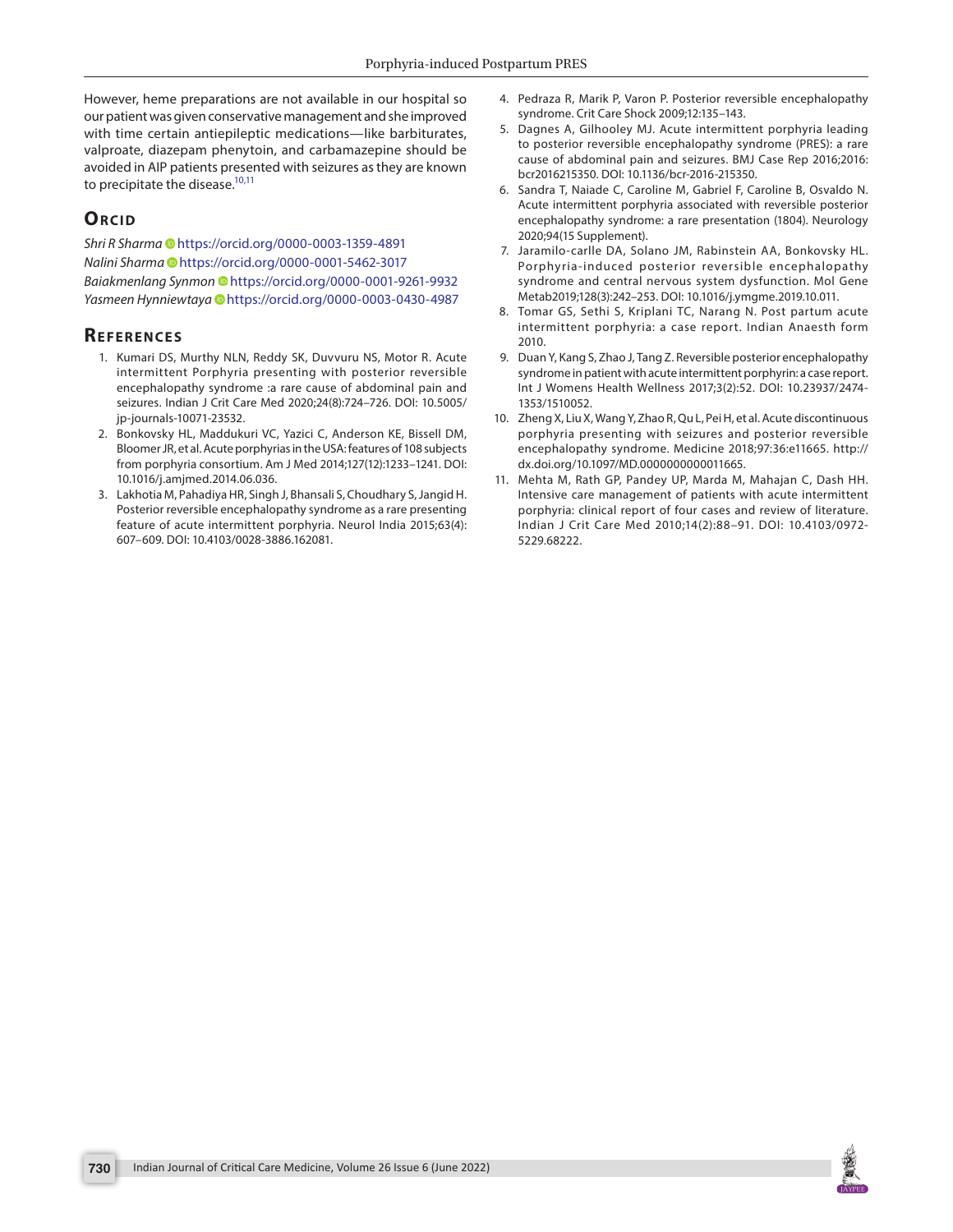However, heme preparations are not available in our hospital so our patient was given conservative management and she improved with time certain antiepileptic medications—like barbiturates, valproate, diazepam phenytoin, and carbamazepine should be avoided in AIP patients presented with seizures as they are known to precipitate the disease.[10,11]

## Orcid

*Shri R Sharma* https://orcid.org/0000-0003-1359-4891
*Nalini Sharma* https://orcid.org/0000-0001-5462-3017
*Baiakmenlang Synmon* https://orcid.org/0000-0001-9261-9932
*Yasmeen Hynniewtaya* https://orcid.org/0000-0003-0430-4987

## References

1. Kumari DS, Murthy NLN, Reddy SK, Duvvuru NS, Motor R. Acute intermittent Porphyria presenting with posterior reversible encephalopathy syndrome :a rare cause of abdominal pain and seizures. Indian J Crit Care Med 2020;24(8):724–726. DOI: 10.5005/jp-journals-10071-23532.
2. Bonkovsky HL, Maddukuri VC, Yazici C, Anderson KE, Bissell DM, Bloomer JR, et al. Acute porphyrias in the USA: features of 108 subjects from porphyria consortium. Am J Med 2014;127(12):1233–1241. DOI: 10.1016/j.amjmed.2014.06.036.
3. Lakhotia M, Pahadiya HR, Singh J, Bhansali S, Choudhary S, Jangid H. Posterior reversible encephalopathy syndrome as a rare presenting feature of acute intermittent porphyria. Neurol India 2015;63(4): 607–609. DOI: 10.4103/0028-3886.162081.
4. Pedraza R, Marik P, Varon P. Posterior reversible encephalopathy syndrome. Crit Care Shock 2009;12:135–143.
5. Dagnes A, Gilhooley MJ. Acute intermittent porphyria leading to posterior reversible encephalopathy syndrome (PRES): a rare cause of abdominal pain and seizures. BMJ Case Rep 2016;2016: bcr2016215350. DOI: 10.1136/bcr-2016-215350.
6. Sandra T, Naiade C, Caroline M, Gabriel F, Caroline B, Osvaldo N. Acute intermittent porphyria associated with reversible posterior encephalopathy syndrome: a rare presentation (1804). Neurology 2020;94(15 Supplement).
7. Jaramilo-carlle DA, Solano JM, Rabinstein AA, Bonkovsky HL. Porphyria-induced posterior reversible encephalopathy syndrome and central nervous system dysfunction. Mol Gene Metab2019;128(3):242–253. DOI: 10.1016/j.ymgme.2019.10.011.
8. Tomar GS, Sethi S, Kriplani TC, Narang N. Post partum acute intermittent porphyria: a case report. Indian Anaesth form 2010.
9. Duan Y, Kang S, Zhao J, Tang Z. Reversible posterior encephalopathy syndrome in patient with acute intermittent porphyrin: a case report. Int J Womens Health Wellness 2017;3(2):52. DOI: 10.23937/2474-1353/1510052.
10. Zheng X, Liu X, Wang Y, Zhao R, Qu L, Pei H, et al. Acute discontinuous porphyria presenting with seizures and posterior reversible encephalopathy syndrome. Medicine 2018;97:36:e11665. http://dx.doi.org/10.1097/MD.0000000000011665.
11. Mehta M, Rath GP, Pandey UP, Marda M, Mahajan C, Dash HH. Intensive care management of patients with acute intermittent porphyria: clinical report of four cases and review of literature. Indian J Crit Care Med 2010;14(2):88–91. DOI: 10.4103/0972-5229.68222.